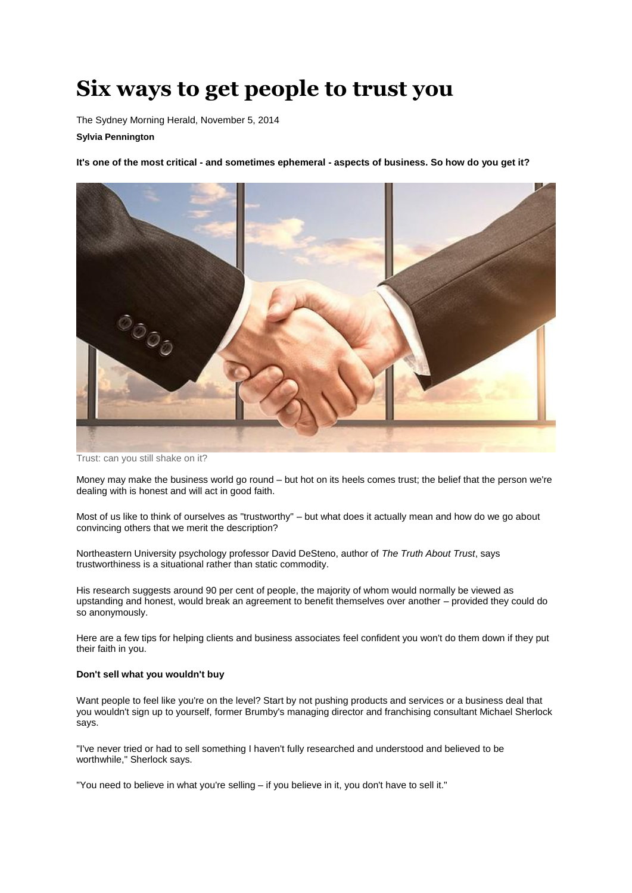# Six ways to get people to trust you

The Sydney Morning Herald, November 5, 2014

**Sylvia Pennington**

**It's one of the most critical - and sometimes ephemeral - aspects of business. So how do you get it?**

Trust: can you still shake on it?

Money may make the business world go round – but hot on its heels comes trust; the belief that the person we're dealing with is honest and will act in good faith.

Most of us like to think of ourselves as "trustworthy" – but what does it actually mean and how do we go about convincing others that we merit the description?

Northeastern University psychology professor David DeSteno, author of *The Truth About Trust*, says trustworthiness is a situational rather than static commodity.

His research suggests around 90 per cent of people, the majority of whom would normally be viewed as upstanding and honest, would break an agreement to benefit themselves over another – provided they could do so anonymously.

Here are a few tips for helping clients and business associates feel confident you won't do them down if they put their faith in you.

**Don't sell what you wouldn't buy**

Want people to feel like you're on the level? Start by not pushing products and services or a business deal that you wouldn't sign up to yourself, former Brumby's managing director and franchising consultant Michael Sherlock says.

"I've never tried or had to sell something I haven't fully researched and understood and believed to be worthwhile," Sherlock says.

"You need to believe in what you're selling – if you believe in it, you don't have to sell it."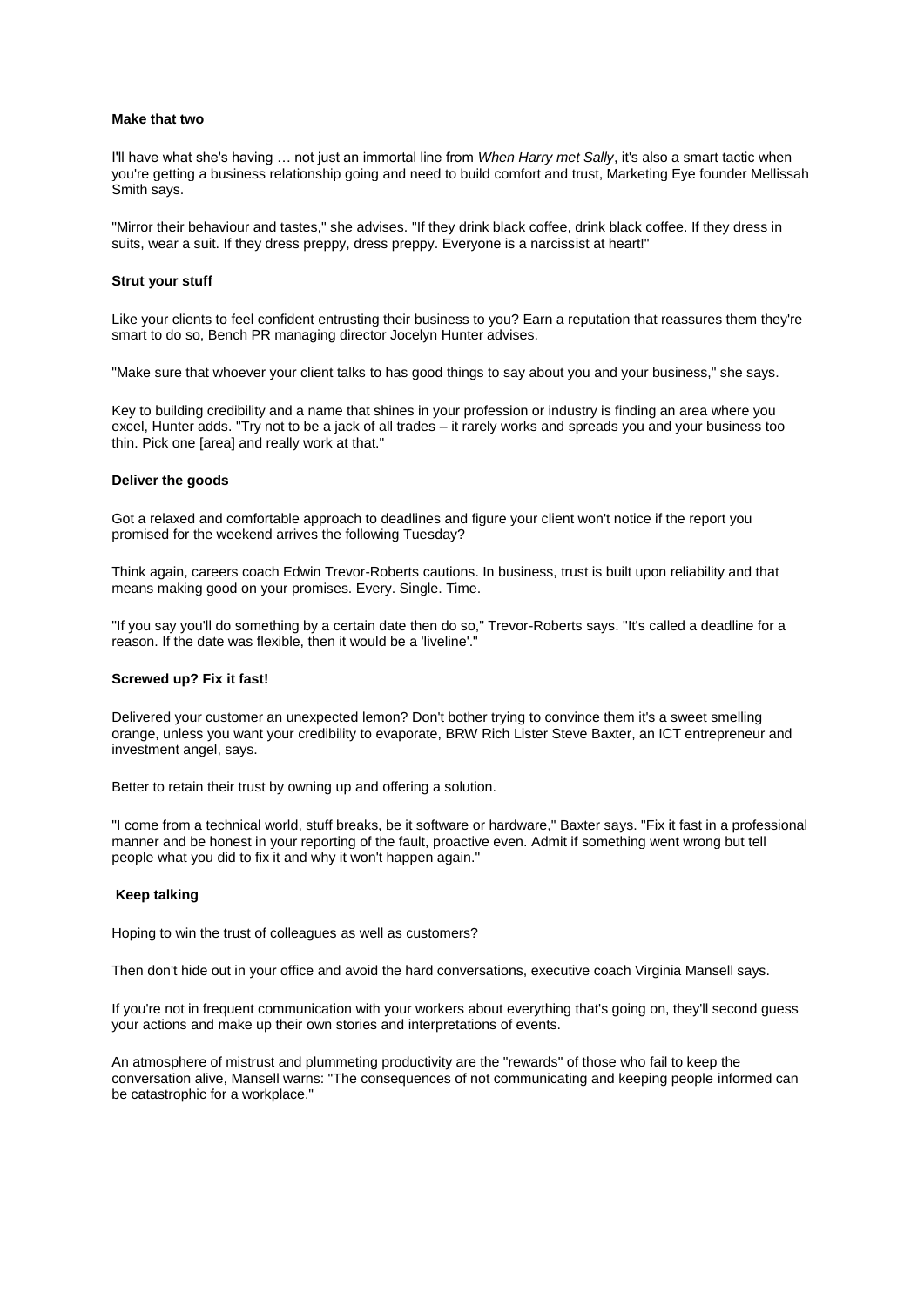**Make that two**

I'll have what she's having … not just an immortal line from *When Harry met Sally*, it's also a smart tactic when you're getting a business relationship going and need to build comfort and trust, Marketing Eye founder Mellissah Smith says.

"Mirror their behaviour and tastes," she advises. "If they drink black coffee, drink black coffee. If they dress in suits, wear a suit. If they dress preppy, dress preppy. Everyone is a narcissist at heart!"

**Strut your stuff**

Like your clients to feel confident entrusting their business to you? Earn a reputation that reassures them they're smart to do so, Bench PR managing director Jocelyn Hunter advises.

"Make sure that whoever your client talks to has good things to say about you and your business," she says.

Key to building credibility and a name that shines in your profession or industry is finding an area where you excel, Hunter adds. "Try not to be a jack of all trades – it rarely works and spreads you and your business too thin. Pick one [area] and really work at that."

**Deliver the goods**

Got a relaxed and comfortable approach to deadlines and figure your client won't notice if the report you promised for the weekend arrives the following Tuesday?

Think again, careers coach Edwin Trevor-Roberts cautions. In business, trust is built upon reliability and that means making good on your promises. Every. Single. Time.

"If you say you'll do something by a certain date then do so," Trevor-Roberts says. "It's called a deadline for a reason. If the date was flexible, then it would be a 'liveline'."

**Screwed up? Fix it fast!**

Delivered your customer an unexpected lemon? Don't bother trying to convince them it's a sweet smelling orange, unless you want your credibility to evaporate, BRW Rich Lister Steve Baxter, an ICT entrepreneur and investment angel, says.

Better to retain their trust by owning up and offering a solution.

"I come from a technical world, stuff breaks, be it software or hardware," Baxter says. "Fix it fast in a professional manner and be honest in your reporting of the fault, proactive even. Admit if something went wrong but tell people what you did to fix it and why it won't happen again."

**Keep talking**

Hoping to win the trust of colleagues as well as customers?

Then don't hide out in your office and avoid the hard conversations, executive coach Virginia Mansell says.

If you're not in frequent communication with your workers about everything that's going on, they'll second guess your actions and make up their own stories and interpretations of events.

An atmosphere of mistrust and plummeting productivity are the "rewards" of those who fail to keep the conversation alive, Mansell warns: "The consequences of not communicating and keeping people informed can be catastrophic for a workplace."